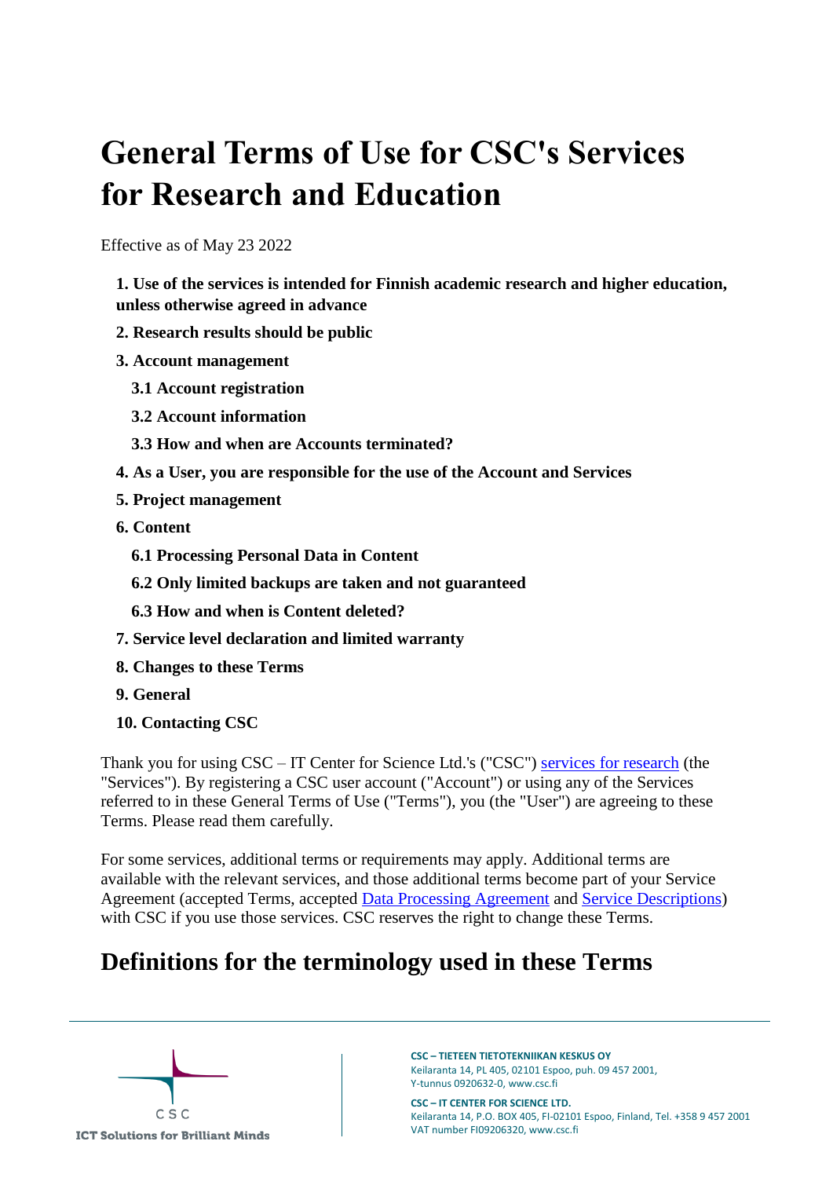# General Terms of Use for CSC's Services for Research and Education

Effective as of May 23 2022

- **1. Use of the services is intended for Finnish academic research and higher education, unless otherwise agreed in advance**
- **2. Research results should be public**
- **3. Account management**
  - **3.1 Account registration**
  - **3.2 Account information**
  - **3.3 How and when are Accounts terminated?**
- **4. As a User, you are responsible for the use of the Account and Services**
- **5. Project management**
- **6. Content**
  - **6.1 Processing Personal Data in Content**
  - **6.2 Only limited backups are taken and not guaranteed**
  - **6.3 How and when is Content deleted?**
- **7. Service level declaration and limited warranty**
- **8. Changes to these Terms**
- **9. General**
- **10. Contacting CSC**

Thank you for using CSC – IT Center for Science Ltd.'s ("CSC") services for research (the "Services"). By registering a CSC user account ("Account") or using any of the Services referred to in these General Terms of Use ("Terms"), you (the "User") are agreeing to these Terms. Please read them carefully.

For some services, additional terms or requirements may apply. Additional terms are available with the relevant services, and those additional terms become part of your Service Agreement (accepted Terms, accepted Data Processing Agreement and Service Descriptions) with CSC if you use those services. CSC reserves the right to change these Terms.

## Definitions for the terminology used in these Terms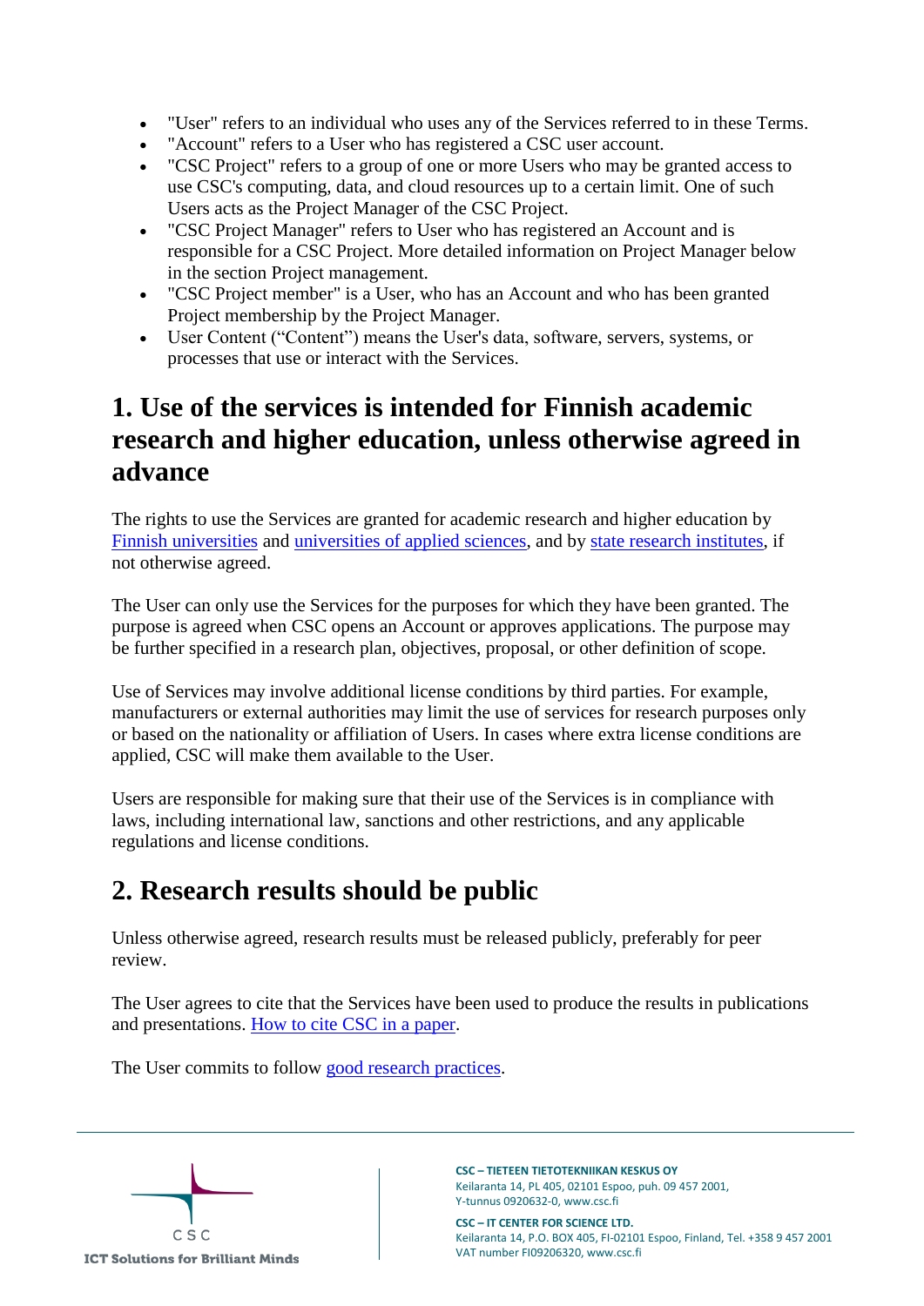- "User" refers to an individual who uses any of the Services referred to in these Terms.
- "Account" refers to a User who has registered a CSC user account.
- "CSC Project" refers to a group of one or more Users who may be granted access to use CSC's computing, data, and cloud resources up to a certain limit. One of such Users acts as the Project Manager of the CSC Project.
- "CSC Project Manager" refers to User who has registered an Account and is responsible for a CSC Project. More detailed information on Project Manager below in the section Project management.
- "CSC Project member" is a User, who has an Account and who has been granted Project membership by the Project Manager.
- User Content ("Content") means the User's data, software, servers, systems, or processes that use or interact with the Services.

## 1. Use of the services is intended for Finnish academic research and higher education, unless otherwise agreed in advance

The rights to use the Services are granted for academic research and higher education by Finnish universities and universities of applied sciences, and by state research institutes, if not otherwise agreed.

The User can only use the Services for the purposes for which they have been granted. The purpose is agreed when CSC opens an Account or approves applications. The purpose may be further specified in a research plan, objectives, proposal, or other definition of scope.

Use of Services may involve additional license conditions by third parties. For example, manufacturers or external authorities may limit the use of services for research purposes only or based on the nationality or affiliation of Users. In cases where extra license conditions are applied, CSC will make them available to the User.

Users are responsible for making sure that their use of the Services is in compliance with laws, including international law, sanctions and other restrictions, and any applicable regulations and license conditions.

## 2. Research results should be public

Unless otherwise agreed, research results must be released publicly, preferably for peer review.

The User agrees to cite that the Services have been used to produce the results in publications and presentations. How to cite CSC in a paper.

The User commits to follow good research practices.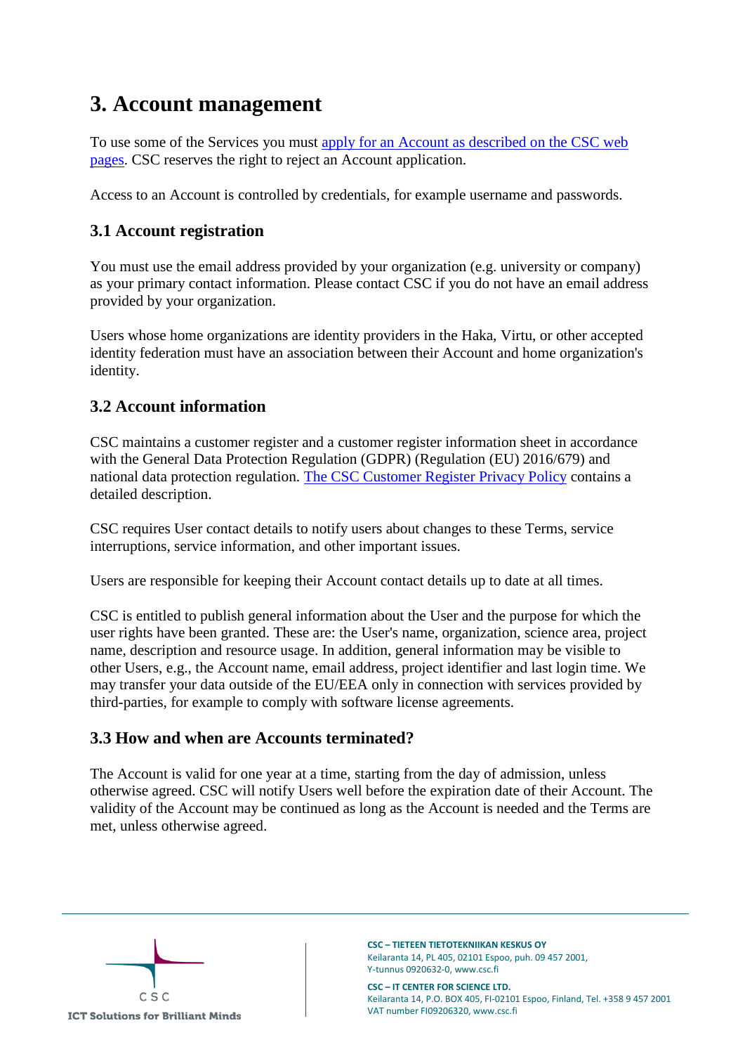# 3. Account management

To use some of the Services you must apply for an Account as described on the CSC web pages. CSC reserves the right to reject an Account application.

Access to an Account is controlled by credentials, for example username and passwords.

## 3.1 Account registration

You must use the email address provided by your organization (e.g. university or company) as your primary contact information. Please contact CSC if you do not have an email address provided by your organization.

Users whose home organizations are identity providers in the Haka, Virtu, or other accepted identity federation must have an association between their Account and home organization's identity.

## 3.2 Account information

CSC maintains a customer register and a customer register information sheet in accordance with the General Data Protection Regulation (GDPR) (Regulation (EU) 2016/679) and national data protection regulation. The CSC Customer Register Privacy Policy contains a detailed description.

CSC requires User contact details to notify users about changes to these Terms, service interruptions, service information, and other important issues.

Users are responsible for keeping their Account contact details up to date at all times.

CSC is entitled to publish general information about the User and the purpose for which the user rights have been granted. These are: the User's name, organization, science area, project name, description and resource usage. In addition, general information may be visible to other Users, e.g., the Account name, email address, project identifier and last login time. We may transfer your data outside of the EU/EEA only in connection with services provided by third-parties, for example to comply with software license agreements.

## 3.3 How and when are Accounts terminated?

The Account is valid for one year at a time, starting from the day of admission, unless otherwise agreed. CSC will notify Users well before the expiration date of their Account. The validity of the Account may be continued as long as the Account is needed and the Terms are met, unless otherwise agreed.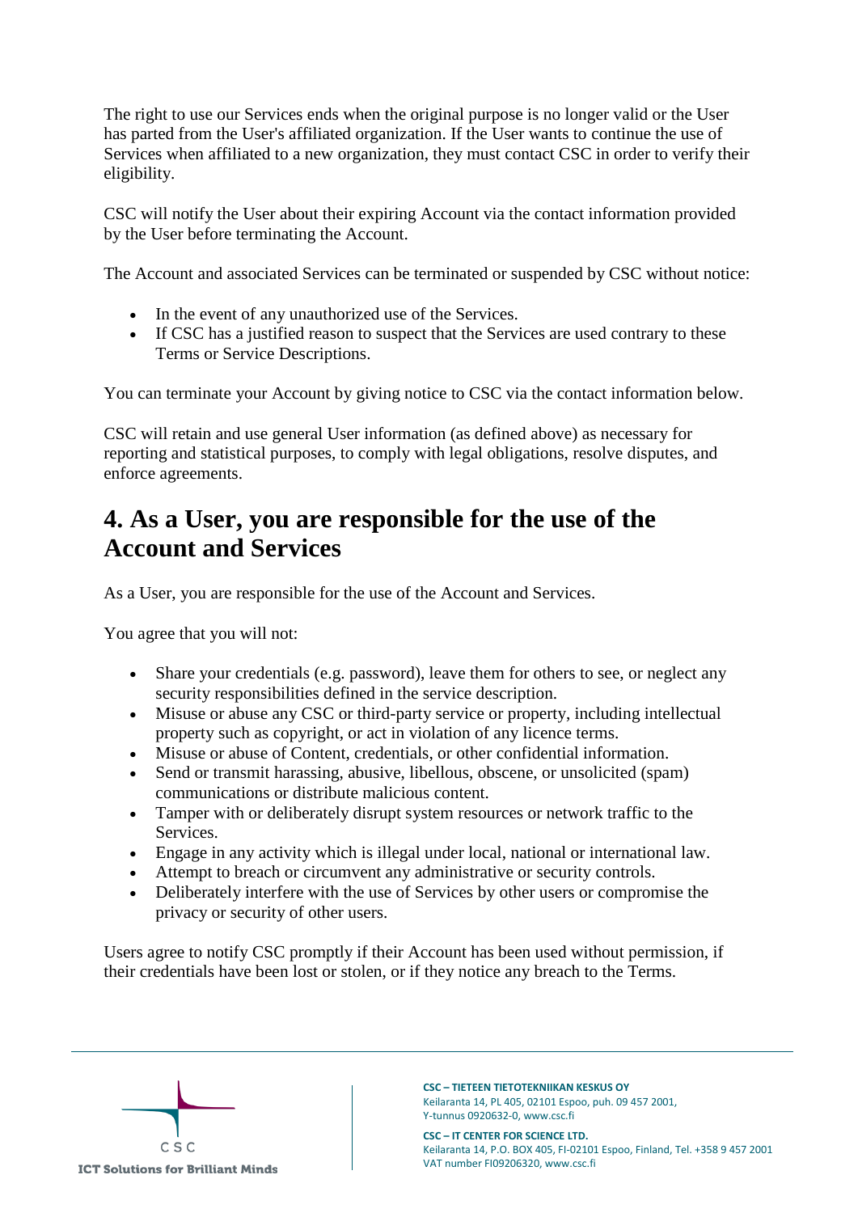The right to use our Services ends when the original purpose is no longer valid or the User has parted from the User's affiliated organization. If the User wants to continue the use of Services when affiliated to a new organization, they must contact CSC in order to verify their eligibility.

CSC will notify the User about their expiring Account via the contact information provided by the User before terminating the Account.

The Account and associated Services can be terminated or suspended by CSC without notice:

- In the event of any unauthorized use of the Services.
- If CSC has a justified reason to suspect that the Services are used contrary to these Terms or Service Descriptions.

You can terminate your Account by giving notice to CSC via the contact information below.

CSC will retain and use general User information (as defined above) as necessary for reporting and statistical purposes, to comply with legal obligations, resolve disputes, and enforce agreements.

## 4. As a User, you are responsible for the use of the Account and Services

As a User, you are responsible for the use of the Account and Services.

You agree that you will not:

- Share your credentials (e.g. password), leave them for others to see, or neglect any security responsibilities defined in the service description.
- Misuse or abuse any CSC or third-party service or property, including intellectual property such as copyright, or act in violation of any licence terms.
- Misuse or abuse of Content, credentials, or other confidential information.
- Send or transmit harassing, abusive, libellous, obscene, or unsolicited (spam) communications or distribute malicious content.
- Tamper with or deliberately disrupt system resources or network traffic to the Services.
- Engage in any activity which is illegal under local, national or international law.
- Attempt to breach or circumvent any administrative or security controls.
- Deliberately interfere with the use of Services by other users or compromise the privacy or security of other users.

Users agree to notify CSC promptly if their Account has been used without permission, if their credentials have been lost or stolen, or if they notice any breach to the Terms.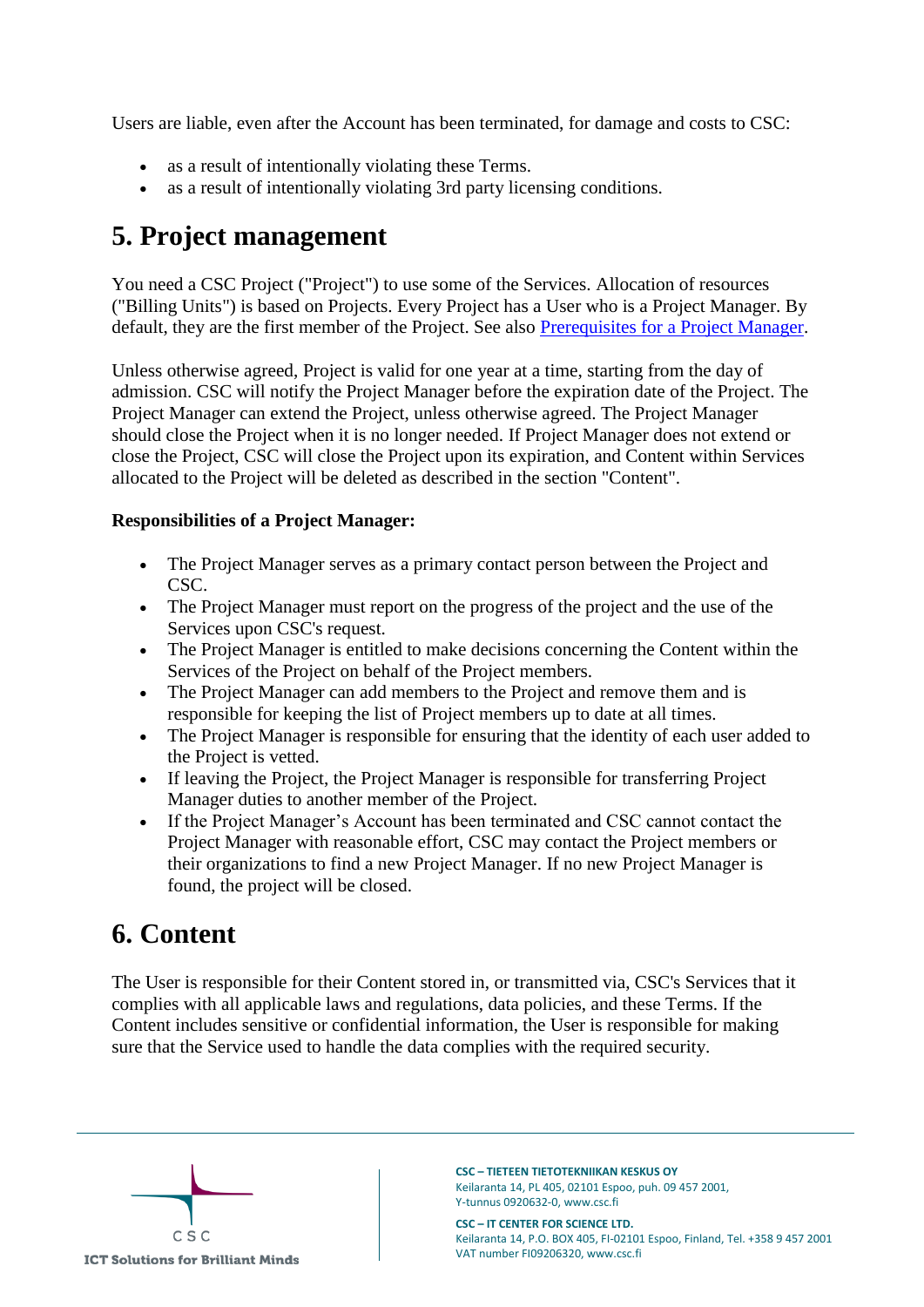Users are liable, even after the Account has been terminated, for damage and costs to CSC:

- as a result of intentionally violating these Terms.
- as a result of intentionally violating 3rd party licensing conditions.

# 5. Project management

You need a CSC Project ("Project") to use some of the Services. Allocation of resources ("Billing Units") is based on Projects. Every Project has a User who is a Project Manager. By default, they are the first member of the Project. See also [Prerequisites for a Project Manager](#).

Unless otherwise agreed, Project is valid for one year at a time, starting from the day of admission. CSC will notify the Project Manager before the expiration date of the Project. The Project Manager can extend the Project, unless otherwise agreed. The Project Manager should close the Project when it is no longer needed. If Project Manager does not extend or close the Project, CSC will close the Project upon its expiration, and Content within Services allocated to the Project will be deleted as described in the section "Content".

**Responsibilities of a Project Manager:**

- The Project Manager serves as a primary contact person between the Project and CSC.
- The Project Manager must report on the progress of the project and the use of the Services upon CSC's request.
- The Project Manager is entitled to make decisions concerning the Content within the Services of the Project on behalf of the Project members.
- The Project Manager can add members to the Project and remove them and is responsible for keeping the list of Project members up to date at all times.
- The Project Manager is responsible for ensuring that the identity of each user added to the Project is vetted.
- If leaving the Project, the Project Manager is responsible for transferring Project Manager duties to another member of the Project.
- If the Project Manager's Account has been terminated and CSC cannot contact the Project Manager with reasonable effort, CSC may contact the Project members or their organizations to find a new Project Manager. If no new Project Manager is found, the project will be closed.

# 6. Content

The User is responsible for their Content stored in, or transmitted via, CSC's Services that it complies with all applicable laws and regulations, data policies, and these Terms. If the Content includes sensitive or confidential information, the User is responsible for making sure that the Service used to handle the data complies with the required security.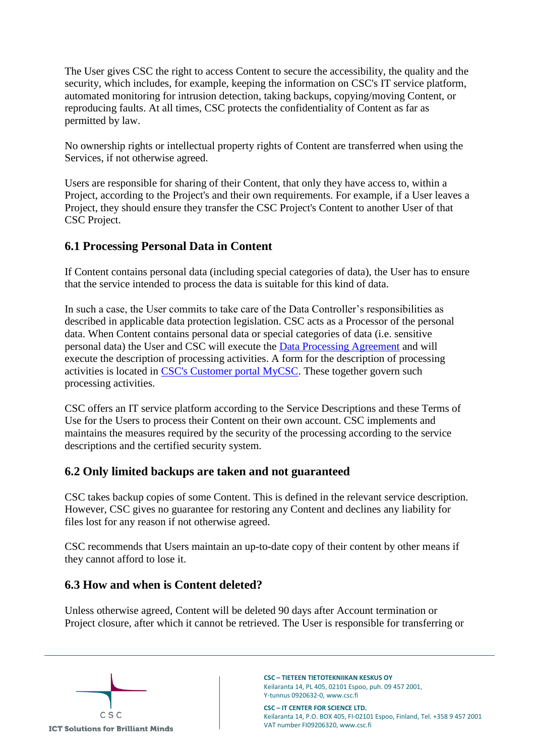The User gives CSC the right to access Content to secure the accessibility, the quality and the security, which includes, for example, keeping the information on CSC's IT service platform, automated monitoring for intrusion detection, taking backups, copying/moving Content, or reproducing faults. At all times, CSC protects the confidentiality of Content as far as permitted by law.

No ownership rights or intellectual property rights of Content are transferred when using the Services, if not otherwise agreed.

Users are responsible for sharing of their Content, that only they have access to, within a Project, according to the Project's and their own requirements. For example, if a User leaves a Project, they should ensure they transfer the CSC Project's Content to another User of that CSC Project.

## 6.1 Processing Personal Data in Content

If Content contains personal data (including special categories of data), the User has to ensure that the service intended to process the data is suitable for this kind of data.

In such a case, the User commits to take care of the Data Controller's responsibilities as described in applicable data protection legislation. CSC acts as a Processor of the personal data. When Content contains personal data or special categories of data (i.e. sensitive personal data) the User and CSC will execute the Data Processing Agreement and will execute the description of processing activities. A form for the description of processing activities is located in CSC's Customer portal MyCSC. These together govern such processing activities.

CSC offers an IT service platform according to the Service Descriptions and these Terms of Use for the Users to process their Content on their own account. CSC implements and maintains the measures required by the security of the processing according to the service descriptions and the certified security system.

## 6.2 Only limited backups are taken and not guaranteed

CSC takes backup copies of some Content. This is defined in the relevant service description. However, CSC gives no guarantee for restoring any Content and declines any liability for files lost for any reason if not otherwise agreed.

CSC recommends that Users maintain an up-to-date copy of their content by other means if they cannot afford to lose it.

## 6.3 How and when is Content deleted?

Unless otherwise agreed, Content will be deleted 90 days after Account termination or Project closure, after which it cannot be retrieved. The User is responsible for transferring or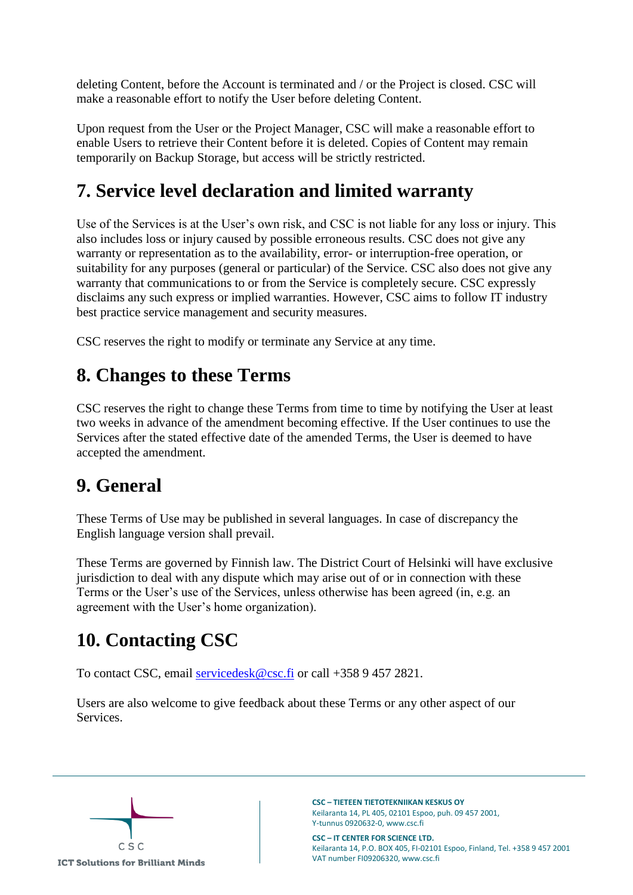deleting Content, before the Account is terminated and / or the Project is closed. CSC will make a reasonable effort to notify the User before deleting Content.

Upon request from the User or the Project Manager, CSC will make a reasonable effort to enable Users to retrieve their Content before it is deleted. Copies of Content may remain temporarily on Backup Storage, but access will be strictly restricted.

# 7. Service level declaration and limited warranty

Use of the Services is at the User's own risk, and CSC is not liable for any loss or injury. This also includes loss or injury caused by possible erroneous results. CSC does not give any warranty or representation as to the availability, error- or interruption-free operation, or suitability for any purposes (general or particular) of the Service. CSC also does not give any warranty that communications to or from the Service is completely secure. CSC expressly disclaims any such express or implied warranties. However, CSC aims to follow IT industry best practice service management and security measures.

CSC reserves the right to modify or terminate any Service at any time.

# 8. Changes to these Terms

CSC reserves the right to change these Terms from time to time by notifying the User at least two weeks in advance of the amendment becoming effective. If the User continues to use the Services after the stated effective date of the amended Terms, the User is deemed to have accepted the amendment.

# 9. General

These Terms of Use may be published in several languages. In case of discrepancy the English language version shall prevail.

These Terms are governed by Finnish law. The District Court of Helsinki will have exclusive jurisdiction to deal with any dispute which may arise out of or in connection with these Terms or the User's use of the Services, unless otherwise has been agreed (in, e.g. an agreement with the User's home organization).

# 10. Contacting CSC

To contact CSC, email [servicedesk@csc.fi](mailto:servicedesk@csc.fi) or call +358 9 457 2821.

Users are also welcome to give feedback about these Terms or any other aspect of our Services.